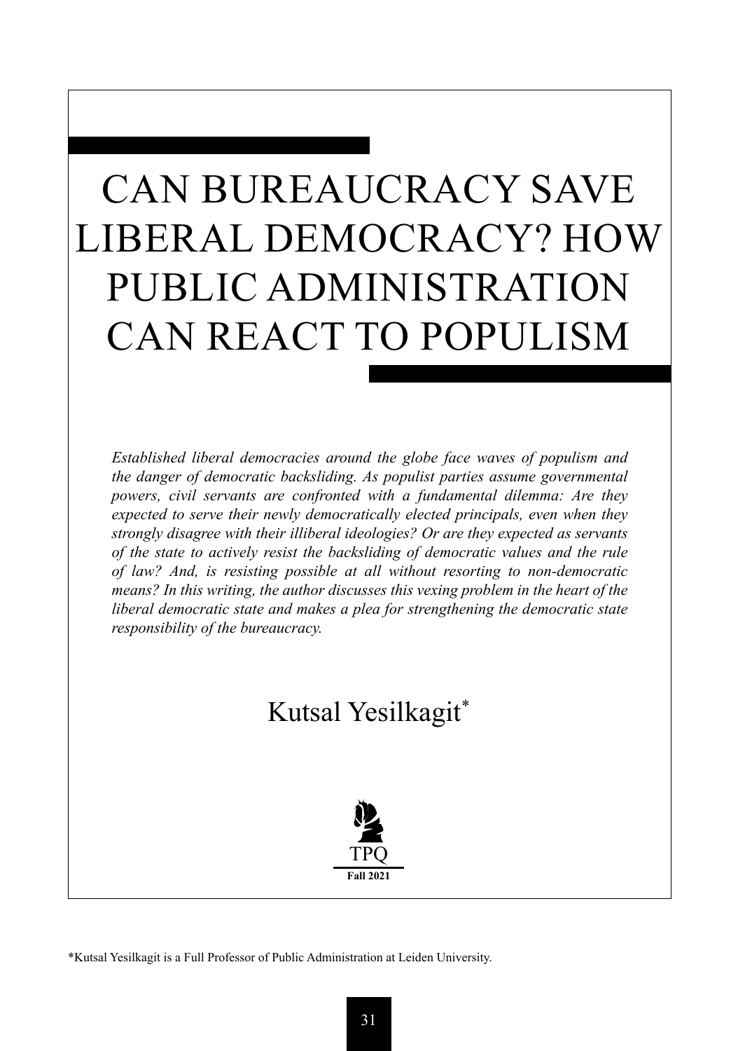# CAN BUREAUCRACY SAVE LIBERAL DEMOCRACY? HOW PUBLIC ADMINISTRATION CAN REACT TO POPULISM

*Established liberal democracies around the globe face waves of populism and the danger of democratic backsliding. As populist parties assume governmental powers, civil servants are confronted with a fundamental dilemma: Are they expected to serve their newly democratically elected principals, even when they strongly disagree with their illiberal ideologies? Or are they expected as servants of the state to actively resist the backsliding of democratic values and the rule of law? And, is resisting possible at all without resorting to non-democratic means? In this writing, the author discusses this vexing problem in the heart of the liberal democratic state and makes a plea for strengthening the democratic state responsibility of the bureaucracy.*

Kutsal Yesilkagit*

TPQ

**Fall 2021**

*Kutsal Yesilkagit is a Full Professor of Public Administration at Leiden University.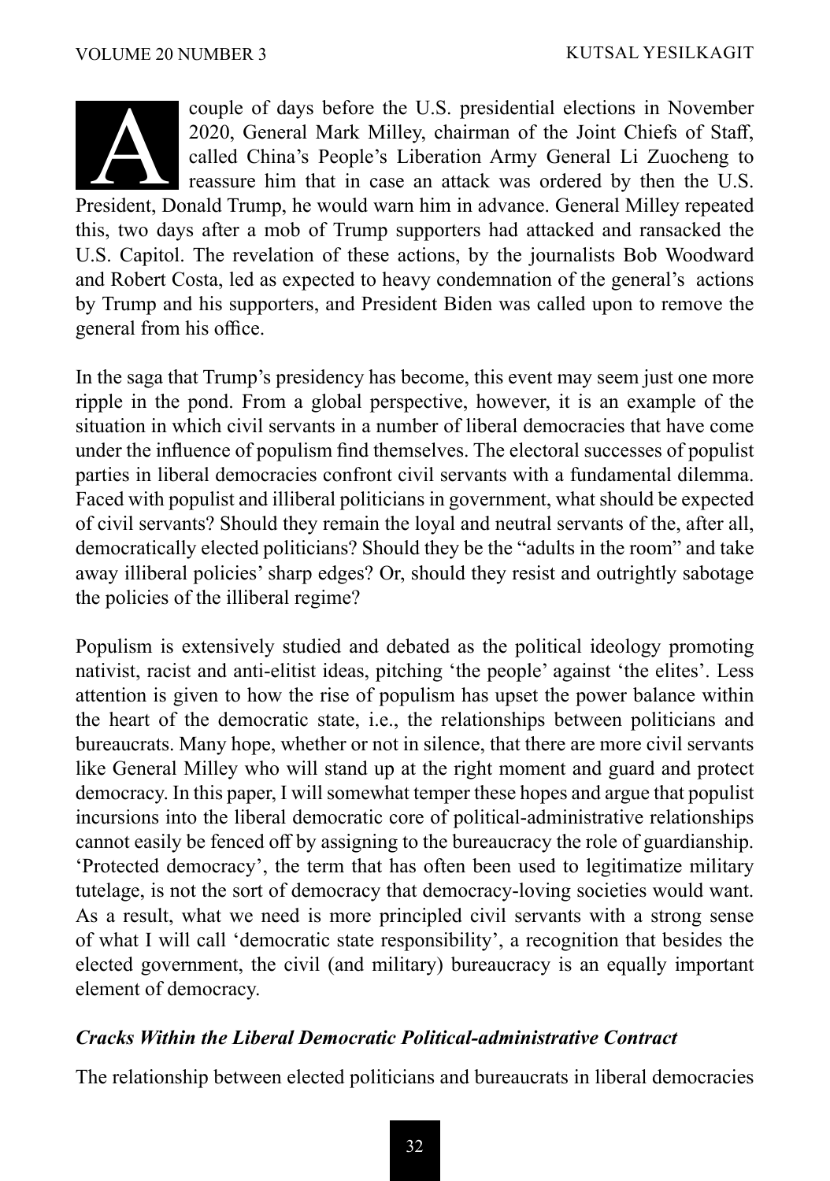A couple of days before the U.S. presidential elections in November 2020, General Mark Milley, chairman of the Joint Chiefs of Staff, called China's People's Liberation Army General Li Zuocheng to reassure him that in case an attack was ordered by then the U.S. President, Donald Trump, he would warn him in advance. General Milley repeated this, two days after a mob of Trump supporters had attacked and ransacked the U.S. Capitol. The revelation of these actions, by the journalists Bob Woodward and Robert Costa, led as expected to heavy condemnation of the general's actions by Trump and his supporters, and President Biden was called upon to remove the general from his office.

In the saga that Trump's presidency has become, this event may seem just one more ripple in the pond. From a global perspective, however, it is an example of the situation in which civil servants in a number of liberal democracies that have come under the influence of populism find themselves. The electoral successes of populist parties in liberal democracies confront civil servants with a fundamental dilemma. Faced with populist and illiberal politicians in government, what should be expected of civil servants? Should they remain the loyal and neutral servants of the, after all, democratically elected politicians? Should they be the "adults in the room" and take away illiberal policies' sharp edges? Or, should they resist and outrightly sabotage the policies of the illiberal regime?

Populism is extensively studied and debated as the political ideology promoting nativist, racist and anti-elitist ideas, pitching 'the people' against 'the elites'. Less attention is given to how the rise of populism has upset the power balance within the heart of the democratic state, i.e., the relationships between politicians and bureaucrats. Many hope, whether or not in silence, that there are more civil servants like General Milley who will stand up at the right moment and guard and protect democracy. In this paper, I will somewhat temper these hopes and argue that populist incursions into the liberal democratic core of political-administrative relationships cannot easily be fenced off by assigning to the bureaucracy the role of guardianship. 'Protected democracy', the term that has often been used to legitimatize military tutelage, is not the sort of democracy that democracy-loving societies would want. As a result, what we need is more principled civil servants with a strong sense of what I will call 'democratic state responsibility', a recognition that besides the elected government, the civil (and military) bureaucracy is an equally important element of democracy.

### *Cracks Within the Liberal Democratic Political-administrative Contract*

The relationship between elected politicians and bureaucrats in liberal democracies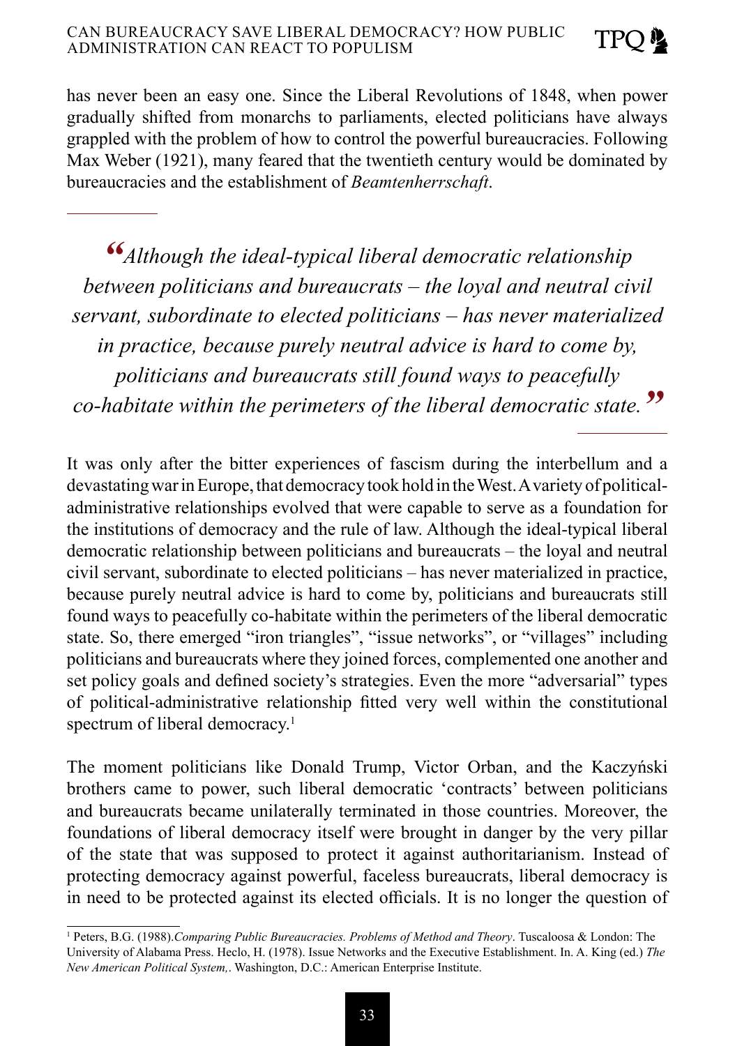has never been an easy one. Since the Liberal Revolutions of 1848, when power gradually shifted from monarchs to parliaments, elected politicians have always grappled with the problem of how to control the powerful bureaucracies. Following Max Weber (1921), many feared that the twentieth century would be dominated by bureaucracies and the establishment of *Beamtenherrschaft*.

> *"Although the ideal-typical liberal democratic relationship between politicians and bureaucrats – the loyal and neutral civil servant, subordinate to elected politicians – has never materialized in practice, because purely neutral advice is hard to come by, politicians and bureaucrats still found ways to peacefully co-habitate within the perimeters of the liberal democratic state."*

It was only after the bitter experiences of fascism during the interbellum and a devastating war in Europe, that democracy took hold in the West. A variety of political-administrative relationships evolved that were capable to serve as a foundation for the institutions of democracy and the rule of law. Although the ideal-typical liberal democratic relationship between politicians and bureaucrats – the loyal and neutral civil servant, subordinate to elected politicians – has never materialized in practice, because purely neutral advice is hard to come by, politicians and bureaucrats still found ways to peacefully co-habitate within the perimeters of the liberal democratic state. So, there emerged "iron triangles", "issue networks", or "villages" including politicians and bureaucrats where they joined forces, complemented one another and set policy goals and defined society's strategies. Even the more "adversarial" types of political-administrative relationship fitted very well within the constitutional spectrum of liberal democracy.[1]

The moment politicians like Donald Trump, Victor Orban, and the Kaczyński brothers came to power, such liberal democratic 'contracts' between politicians and bureaucrats became unilaterally terminated in those countries. Moreover, the foundations of liberal democracy itself were brought in danger by the very pillar of the state that was supposed to protect it against authoritarianism. Instead of protecting democracy against powerful, faceless bureaucrats, liberal democracy is in need to be protected against its elected officials. It is no longer the question of

---

[1] Peters, B.G. (1988).*Comparing Public Bureaucracies. Problems of Method and Theory*. Tuscaloosa & London: The University of Alabama Press. Heclo, H. (1978). Issue Networks and the Executive Establishment. In. A. King (ed.) *The New American Political System,*. Washington, D.C.: American Enterprise Institute.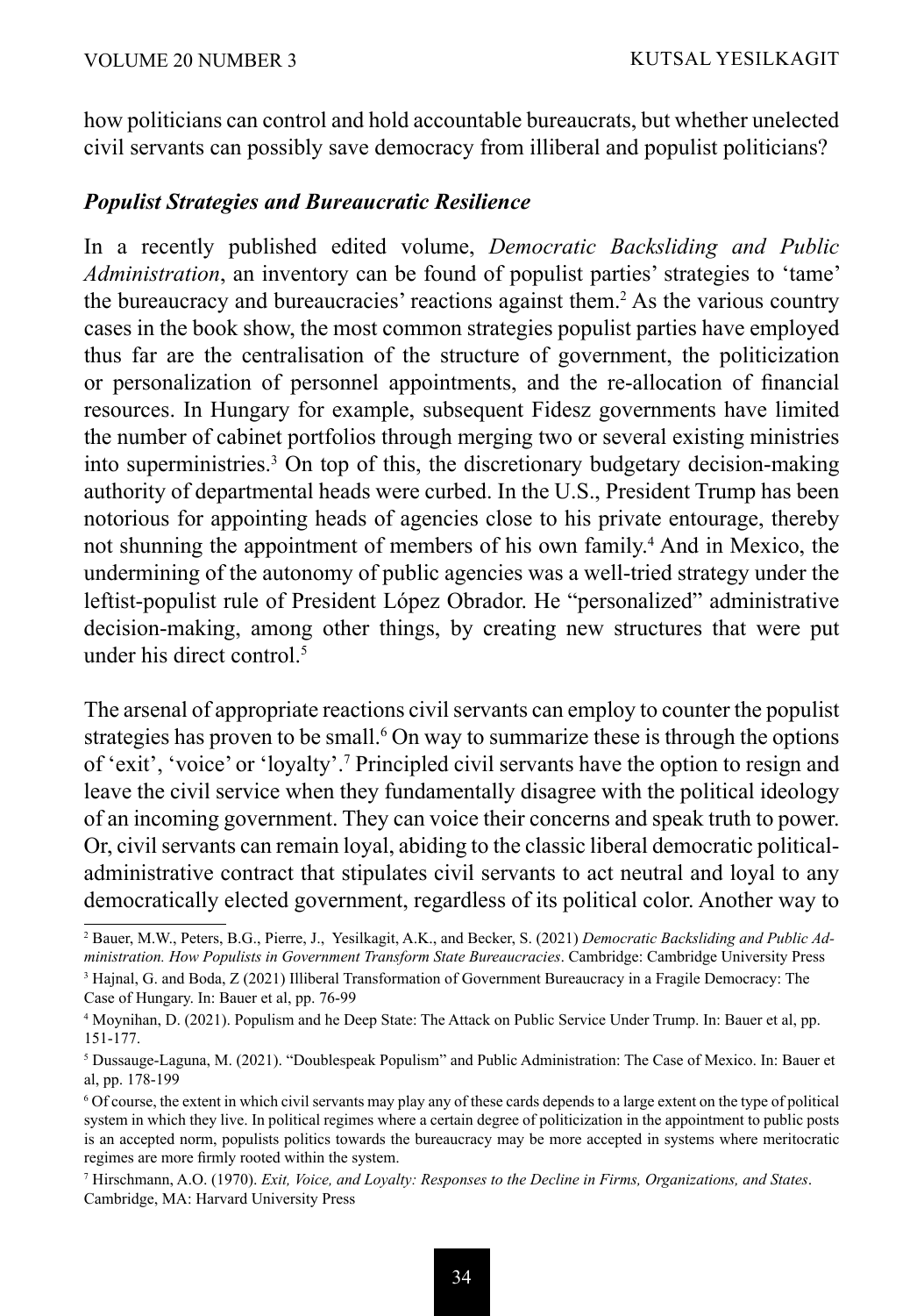how politicians can control and hold accountable bureaucrats, but whether unelected civil servants can possibly save democracy from illiberal and populist politicians?

### *Populist Strategies and Bureaucratic Resilience*

In a recently published edited volume, *Democratic Backsliding and Public Administration*, an inventory can be found of populist parties' strategies to 'tame' the bureaucracy and bureaucracies' reactions against them.[2] As the various country cases in the book show, the most common strategies populist parties have employed thus far are the centralisation of the structure of government, the politicization or personalization of personnel appointments, and the re-allocation of financial resources. In Hungary for example, subsequent Fidesz governments have limited the number of cabinet portfolios through merging two or several existing ministries into superministries.[3] On top of this, the discretionary budgetary decision-making authority of departmental heads were curbed. In the U.S., President Trump has been notorious for appointing heads of agencies close to his private entourage, thereby not shunning the appointment of members of his own family.[4] And in Mexico, the undermining of the autonomy of public agencies was a well-tried strategy under the leftist-populist rule of President López Obrador. He "personalized" administrative decision-making, among other things, by creating new structures that were put under his direct control.[5]

The arsenal of appropriate reactions civil servants can employ to counter the populist strategies has proven to be small.[6] On way to summarize these is through the options of 'exit', 'voice' or 'loyalty'.[7] Principled civil servants have the option to resign and leave the civil service when they fundamentally disagree with the political ideology of an incoming government. They can voice their concerns and speak truth to power. Or, civil servants can remain loyal, abiding to the classic liberal democratic political-administrative contract that stipulates civil servants to act neutral and loyal to any democratically elected government, regardless of its political color. Another way to

---

[2] Bauer, M.W., Peters, B.G., Pierre, J., Yesilkagit, A.K., and Becker, S. (2021) *Democratic Backsliding and Public Administration. How Populists in Government Transform State Bureaucracies*. Cambridge: Cambridge University Press

[3] Hajnal, G. and Boda, Z (2021) Illiberal Transformation of Government Bureaucracy in a Fragile Democracy: The Case of Hungary. In: Bauer et al, pp. 76-99

[4] Moynihan, D. (2021). Populism and he Deep State: The Attack on Public Service Under Trump. In: Bauer et al, pp. 151-177.

[5] Dussauge-Laguna, M. (2021). "Doublespeak Populism" and Public Administration: The Case of Mexico. In: Bauer et al, pp. 178-199

[6] Of course, the extent in which civil servants may play any of these cards depends to a large extent on the type of political system in which they live. In political regimes where a certain degree of politicization in the appointment to public posts is an accepted norm, populists politics towards the bureaucracy may be more accepted in systems where meritocratic regimes are more firmly rooted within the system.

[7] Hirschmann, A.O. (1970). *Exit, Voice, and Loyalty: Responses to the Decline in Firms, Organizations, and States*. Cambridge, MA: Harvard University Press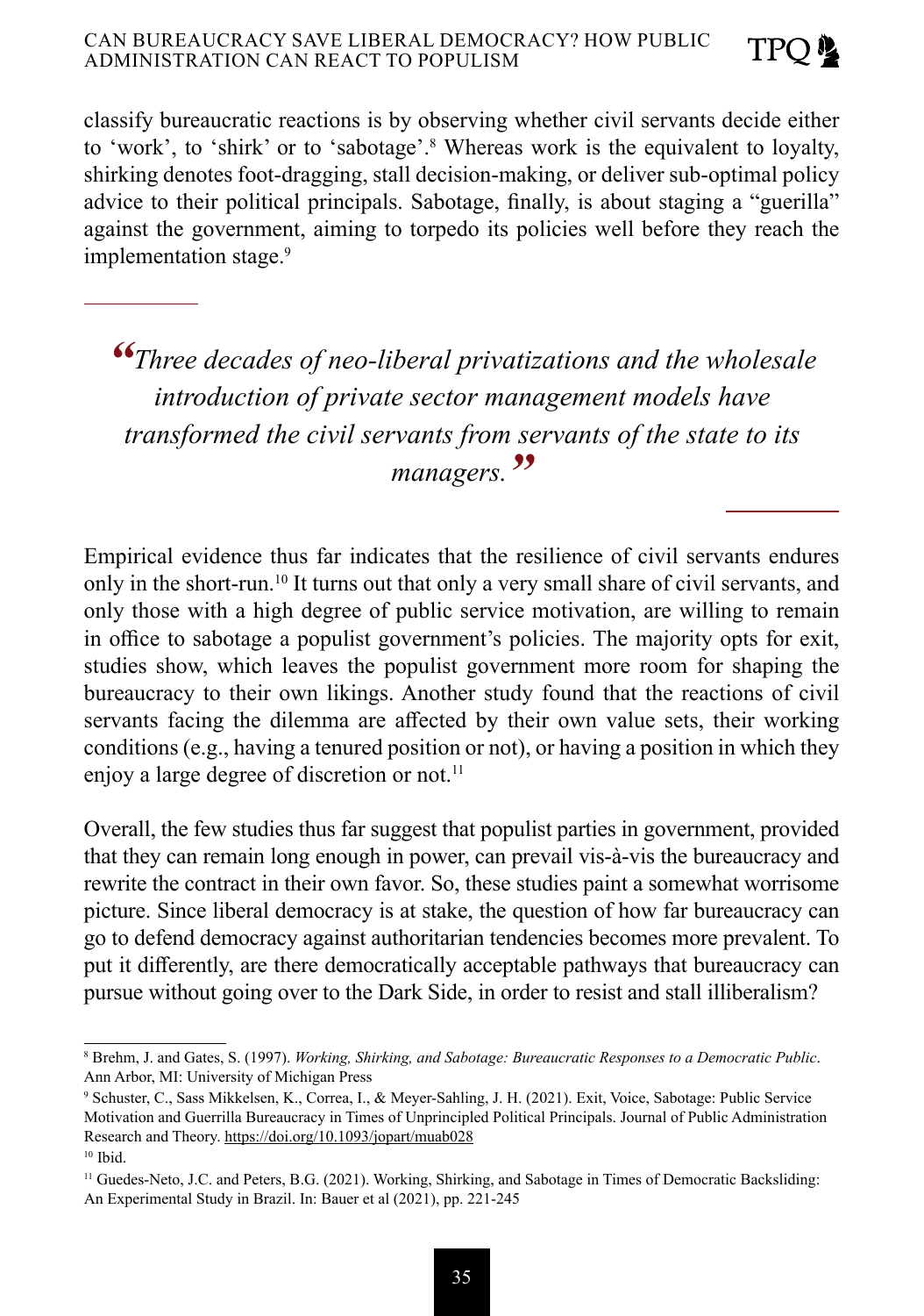classify bureaucratic reactions is by observing whether civil servants decide either to 'work', to 'shirk' or to 'sabotage'.[8] Whereas work is the equivalent to loyalty, shirking denotes foot-dragging, stall decision-making, or deliver sub-optimal policy advice to their political principals. Sabotage, finally, is about staging a "guerilla" against the government, aiming to torpedo its policies well before they reach the implementation stage.[9]

> *"Three decades of neo-liberal privatizations and the wholesale introduction of private sector management models have transformed the civil servants from servants of the state to its managers."*

Empirical evidence thus far indicates that the resilience of civil servants endures only in the short-run.[10] It turns out that only a very small share of civil servants, and only those with a high degree of public service motivation, are willing to remain in office to sabotage a populist government's policies. The majority opts for exit, studies show, which leaves the populist government more room for shaping the bureaucracy to their own likings. Another study found that the reactions of civil servants facing the dilemma are affected by their own value sets, their working conditions (e.g., having a tenured position or not), or having a position in which they enjoy a large degree of discretion or not.[11]

Overall, the few studies thus far suggest that populist parties in government, provided that they can remain long enough in power, can prevail vis-à-vis the bureaucracy and rewrite the contract in their own favor. So, these studies paint a somewhat worrisome picture. Since liberal democracy is at stake, the question of how far bureaucracy can go to defend democracy against authoritarian tendencies becomes more prevalent. To put it differently, are there democratically acceptable pathways that bureaucracy can pursue without going over to the Dark Side, in order to resist and stall illiberalism?

---

[8] Brehm, J. and Gates, S. (1997). *Working, Shirking, and Sabotage: Bureaucratic Responses to a Democratic Public*. Ann Arbor, MI: University of Michigan Press

[9] Schuster, C., Sass Mikkelsen, K., Correa, I., & Meyer-Sahling, J. H. (2021). Exit, Voice, Sabotage: Public Service Motivation and Guerrilla Bureaucracy in Times of Unprincipled Political Principals. Journal of Public Administration Research and Theory. https://doi.org/10.1093/jopart/muab028

[10] Ibid.

[11] Guedes-Neto, J.C. and Peters, B.G. (2021). Working, Shirking, and Sabotage in Times of Democratic Backsliding: An Experimental Study in Brazil. In: Bauer et al (2021), pp. 221-245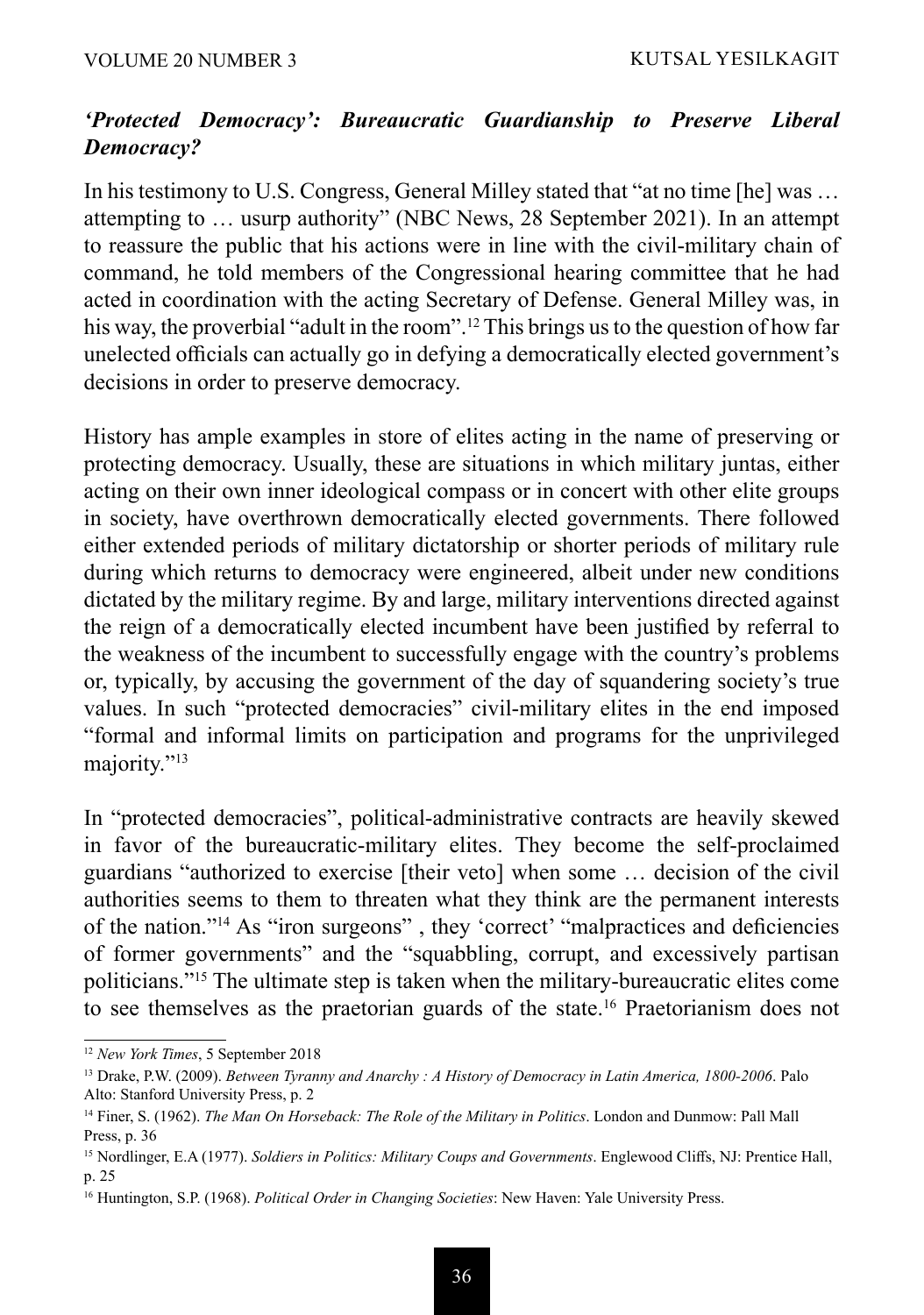### *'Protected Democracy': Bureaucratic Guardianship to Preserve Liberal Democracy?*

In his testimony to U.S. Congress, General Milley stated that "at no time [he] was … attempting to … usurp authority" (NBC News, 28 September 2021). In an attempt to reassure the public that his actions were in line with the civil-military chain of command, he told members of the Congressional hearing committee that he had acted in coordination with the acting Secretary of Defense. General Milley was, in his way, the proverbial "adult in the room".[12] This brings us to the question of how far unelected officials can actually go in defying a democratically elected government's decisions in order to preserve democracy.

History has ample examples in store of elites acting in the name of preserving or protecting democracy. Usually, these are situations in which military juntas, either acting on their own inner ideological compass or in concert with other elite groups in society, have overthrown democratically elected governments. There followed either extended periods of military dictatorship or shorter periods of military rule during which returns to democracy were engineered, albeit under new conditions dictated by the military regime. By and large, military interventions directed against the reign of a democratically elected incumbent have been justified by referral to the weakness of the incumbent to successfully engage with the country's problems or, typically, by accusing the government of the day of squandering society's true values. In such "protected democracies" civil-military elites in the end imposed "formal and informal limits on participation and programs for the unprivileged majority."[13]

In "protected democracies", political-administrative contracts are heavily skewed in favor of the bureaucratic-military elites. They become the self-proclaimed guardians "authorized to exercise [their veto] when some … decision of the civil authorities seems to them to threaten what they think are the permanent interests of the nation."[14] As "iron surgeons" , they 'correct' "malpractices and deficiencies of former governments" and the "squabbling, corrupt, and excessively partisan politicians."[15] The ultimate step is taken when the military-bureaucratic elites come to see themselves as the praetorian guards of the state.[16] Praetorianism does not

---

[12] *New York Times*, 5 September 2018

[13] Drake, P.W. (2009). *Between Tyranny and Anarchy : A History of Democracy in Latin America, 1800-2006*. Palo Alto: Stanford University Press, p. 2

[14] Finer, S. (1962). *The Man On Horseback: The Role of the Military in Politics*. London and Dunmow: Pall Mall Press, p. 36

[15] Nordlinger, E.A (1977). *Soldiers in Politics: Military Coups and Governments*. Englewood Cliffs, NJ: Prentice Hall, p. 25

[16] Huntington, S.P. (1968). *Political Order in Changing Societies*: New Haven: Yale University Press.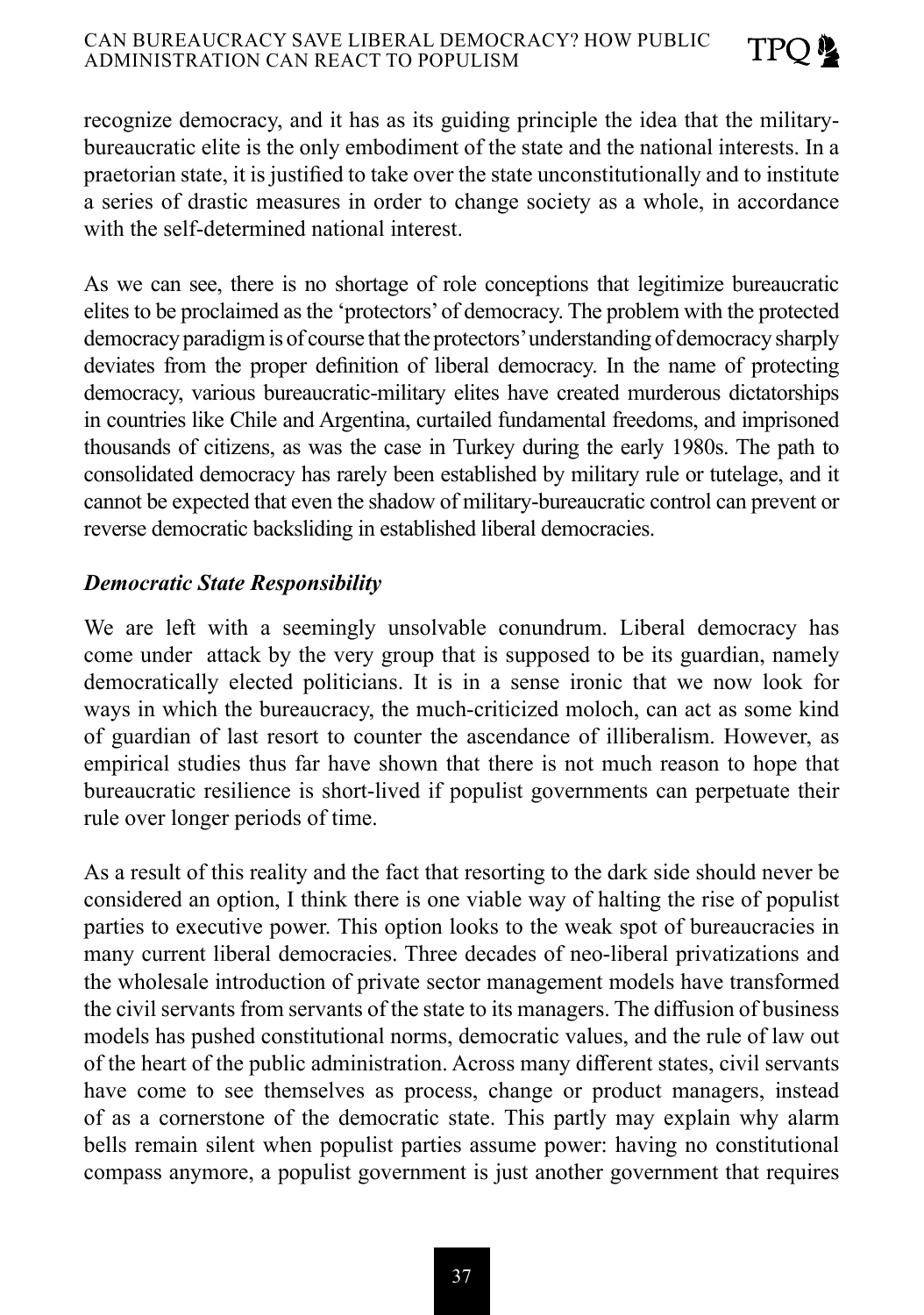recognize democracy, and it has as its guiding principle the idea that the military-bureaucratic elite is the only embodiment of the state and the national interests. In a praetorian state, it is justified to take over the state unconstitutionally and to institute a series of drastic measures in order to change society as a whole, in accordance with the self-determined national interest.

As we can see, there is no shortage of role conceptions that legitimize bureaucratic elites to be proclaimed as the 'protectors' of democracy. The problem with the protected democracy paradigm is of course that the protectors' understanding of democracy sharply deviates from the proper definition of liberal democracy. In the name of protecting democracy, various bureaucratic-military elites have created murderous dictatorships in countries like Chile and Argentina, curtailed fundamental freedoms, and imprisoned thousands of citizens, as was the case in Turkey during the early 1980s. The path to consolidated democracy has rarely been established by military rule or tutelage, and it cannot be expected that even the shadow of military-bureaucratic control can prevent or reverse democratic backsliding in established liberal democracies.

### *Democratic State Responsibility*

We are left with a seemingly unsolvable conundrum. Liberal democracy has come under attack by the very group that is supposed to be its guardian, namely democratically elected politicians. It is in a sense ironic that we now look for ways in which the bureaucracy, the much-criticized moloch, can act as some kind of guardian of last resort to counter the ascendance of illiberalism. However, as empirical studies thus far have shown that there is not much reason to hope that bureaucratic resilience is short-lived if populist governments can perpetuate their rule over longer periods of time.

As a result of this reality and the fact that resorting to the dark side should never be considered an option, I think there is one viable way of halting the rise of populist parties to executive power. This option looks to the weak spot of bureaucracies in many current liberal democracies. Three decades of neo-liberal privatizations and the wholesale introduction of private sector management models have transformed the civil servants from servants of the state to its managers. The diffusion of business models has pushed constitutional norms, democratic values, and the rule of law out of the heart of the public administration. Across many different states, civil servants have come to see themselves as process, change or product managers, instead of as a cornerstone of the democratic state. This partly may explain why alarm bells remain silent when populist parties assume power: having no constitutional compass anymore, a populist government is just another government that requires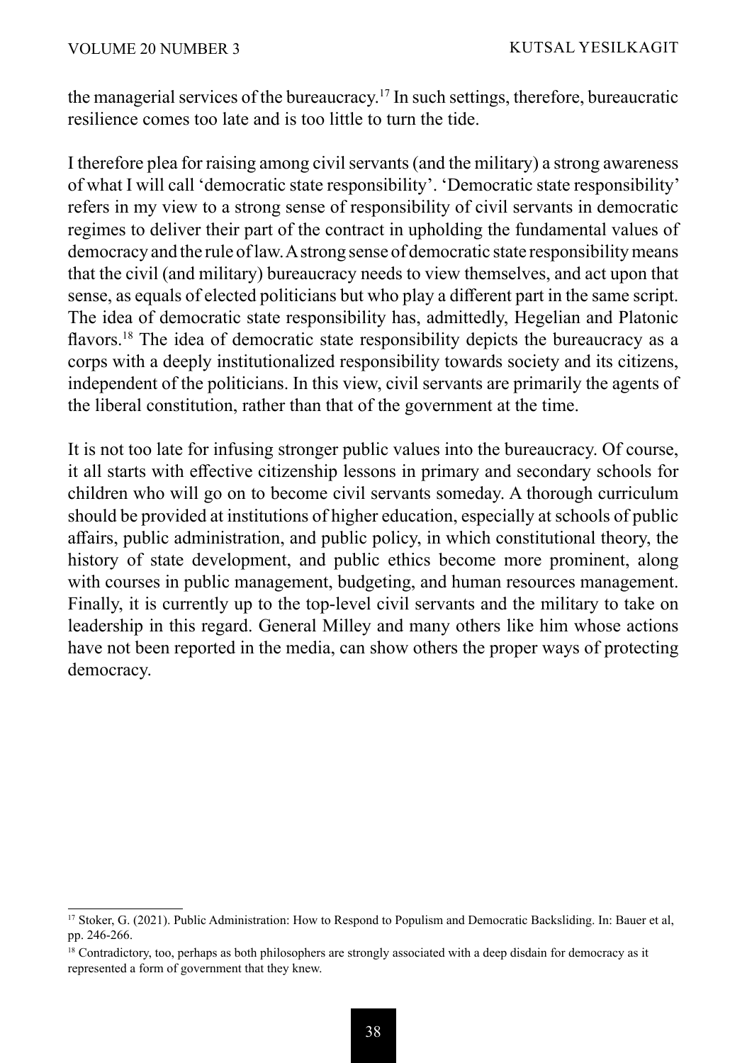the managerial services of the bureaucracy.[17] In such settings, therefore, bureaucratic resilience comes too late and is too little to turn the tide.

I therefore plea for raising among civil servants (and the military) a strong awareness of what I will call 'democratic state responsibility'. 'Democratic state responsibility' refers in my view to a strong sense of responsibility of civil servants in democratic regimes to deliver their part of the contract in upholding the fundamental values of democracy and the rule of law. A strong sense of democratic state responsibility means that the civil (and military) bureaucracy needs to view themselves, and act upon that sense, as equals of elected politicians but who play a different part in the same script. The idea of democratic state responsibility has, admittedly, Hegelian and Platonic flavors.[18] The idea of democratic state responsibility depicts the bureaucracy as a corps with a deeply institutionalized responsibility towards society and its citizens, independent of the politicians. In this view, civil servants are primarily the agents of the liberal constitution, rather than that of the government at the time.

It is not too late for infusing stronger public values into the bureaucracy. Of course, it all starts with effective citizenship lessons in primary and secondary schools for children who will go on to become civil servants someday. A thorough curriculum should be provided at institutions of higher education, especially at schools of public affairs, public administration, and public policy, in which constitutional theory, the history of state development, and public ethics become more prominent, along with courses in public management, budgeting, and human resources management. Finally, it is currently up to the top-level civil servants and the military to take on leadership in this regard. General Milley and many others like him whose actions have not been reported in the media, can show others the proper ways of protecting democracy.

---

[17] Stoker, G. (2021). Public Administration: How to Respond to Populism and Democratic Backsliding. In: Bauer et al, pp. 246-266.

[18] Contradictory, too, perhaps as both philosophers are strongly associated with a deep disdain for democracy as it represented a form of government that they knew.